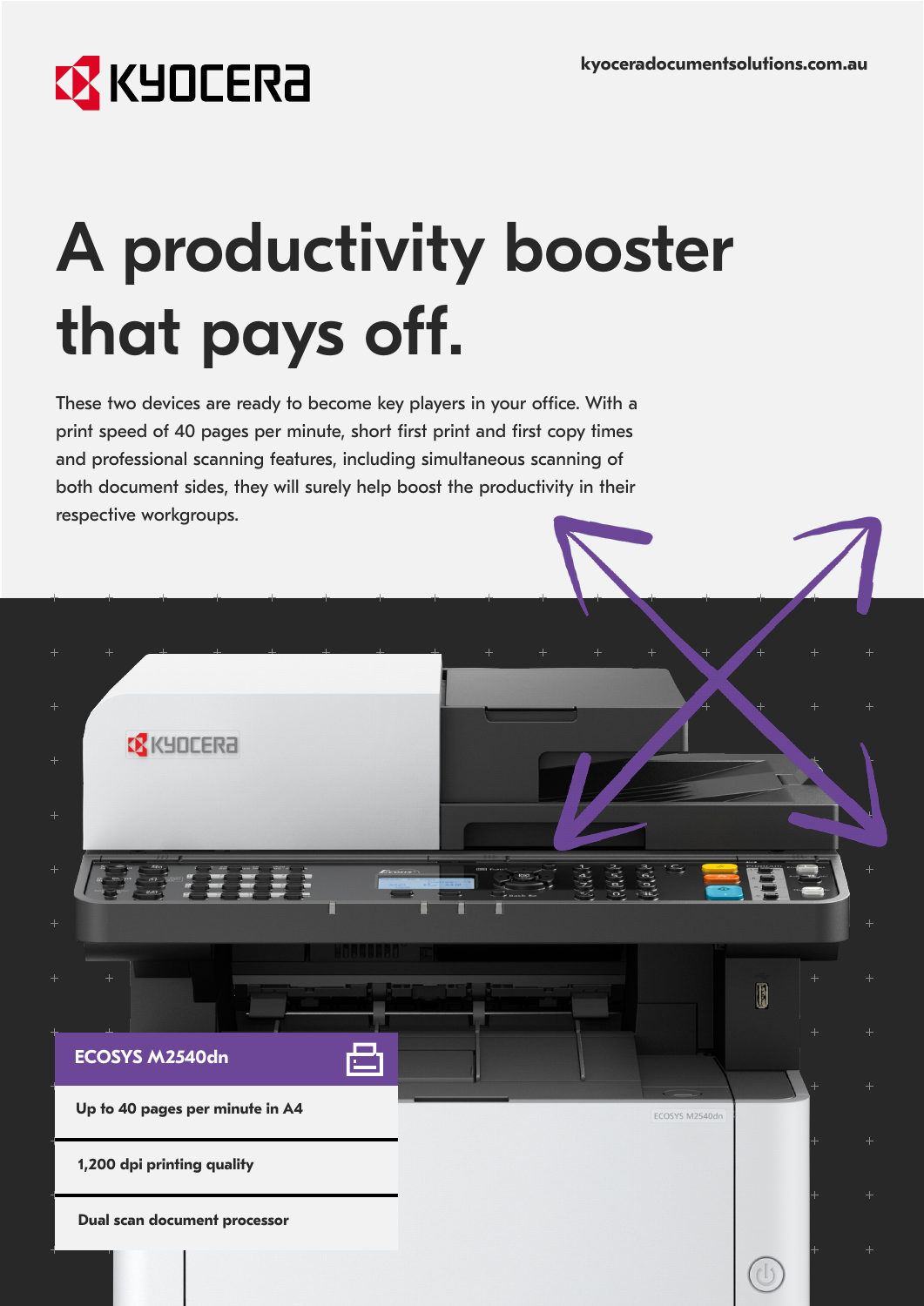KYOCERA

kyoceradocumentsolutions.com.au

# A productivity booster that pays off.

These two devices are ready to become key players in your office. With a print speed of 40 pages per minute, short first print and first copy times and professional scanning features, including simultaneous scanning of both document sides, they will surely help boost the productivity in their respective workgroups.

## ECOSYS M2540dn

**Up to 40 pages per minute in A4**

**1,200 dpi printing quality**

**Dual scan document processor**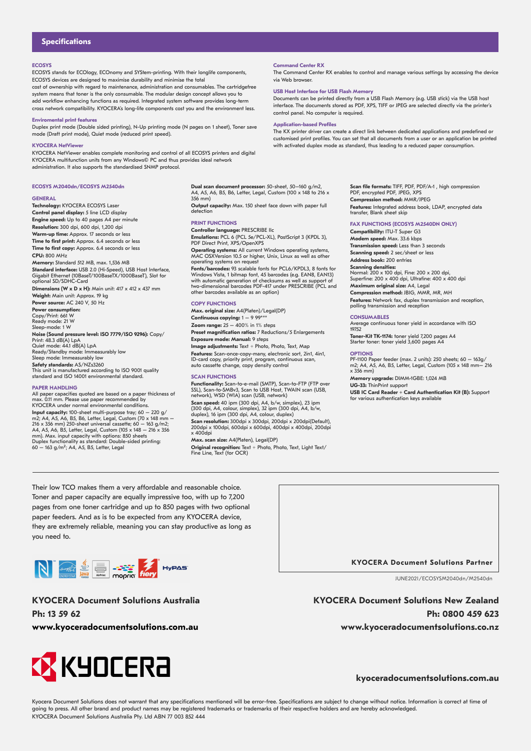## Specifications

### ECOSYS

ECOSYS stands for ECOlogy, ECOnomy and SYStem-printing. With their longlife components, ECOSYS devices are designed to maximise durability and minimise the total cost of ownership with regard to maintenance, administration and consumables. The cartridgefree system means that toner is the only consumable. The modular design concept allows you to add workflow enhancing functions as required. Integrated system software provides long-term cross network compatibility. KYOCERA's long-life components cost you and the environment less.

### Enviromental print features

Duplex print mode (Double sided printing), N-Up printing mode (N pages on 1 sheet), Toner save mode (Draft print mode), Quiet mode (reduced print speed).

### KYOCERA NetViewer

KYOCERA NetViewer enables complete monitoring and control of all ECOSYS printers and digital KYOCERA multifunction units from any Windows© PC and thus provides ideal network administration. It also supports the standardised SNMP protocol.

### Command Center RX

The Command Center RX enables to control and manage various settings by accessing the device via Web browser.

### USB Host Interface for USB Flash Memory

Documents can be printed directly from a USB Flash Memory (e.g. USB stick) via the USB host interface. The documents stored as PDF, XPS, TIFF or JPEG are selected directly via the printer's control panel. No computer is required.

### Application-based Profiles

The KX printer driver can create a direct link between dedicated applications and predefined or customised print profiles. You can set that all documents from a user or an application be printed with activated duplex mode as standard, thus leading to a reduced paper consumption.

## ECOSYS M2040dn/ECOSYS M2540dn

### GENERAL

**Technology:** KYOCERA ECOSYS Laser
**Control panel display:** 5 line LCD display
**Engine speed:** Up to 40 pages A4 per minute
**Resolution:** 300 dpi, 600 dpi, 1,200 dpi
**Warm-up time:** Approx. 17 seconds or less
**Time to first print:** Approx. 6.4 seconds or less
**Time to first copy:** Approx. 6.4 seconds or less
**CPU:** 800 MHz
**Memory:** Standard 512 MB, max. 1,536 MB
**Standard interface:** USB 2.0 (Hi-Speed), USB Host Interface, Gigabit Ethernet (10BaseT/100BaseTX/1000BaseT), Slot for optional SD/SDHC-Card
**Dimensions (W x D x H):** Main unit: 417 x 412 x 437 mm
**Weight:** Main unit: Approx. 19 kg
**Power source:** AC 240 V, 50 Hz
**Power consumption:**
Copy/Print: 661 W
Ready mode: 21 W
Sleep-mode: 1 W
**Noise (Sound pressure level: ISO 7779/ISO 9296):** Copy/Print: 48.3 dB(A) LpA
Quiet mode: 44.1 dB(A) LpA
Ready/Standby mode: Immeasurably low
Sleep mode: Immeasurably low
**Safety standards:** AS/NZs3260
This unit is manufactured according to ISO 9001 quality standard and ISO 14001 environmental standard.

### PAPER HANDLING

All paper capacities quoted are based on a paper thickness of max. 0.11 mm. Please use paper recommended by KYOCERA under normal environmental conditions.
**Input capacity:** 100-sheet multi-purpose tray; 60 – 220 g/m2; A4, A5, A6, B5, B6, Letter, Legal, Custom (70 x 148 mm – 216 x 356 mm) 250-sheet universal cassette; 60 – 163 g/m2; A4, A5, A6, B5, Letter, Legal, Custom (105 x 148 – 216 x 356 mm). Max. input capacity with options: 850 sheets
Duplex functionality as standard: Double-sided printing: 60 – 163 g/m²; A4, A5, B5, Letter, Legal
**Dual scan document processor:** 50-sheet, 50–160 g/m2, A4, A5, A6, B5, B6, Letter, Legal, Custom (100 x 148 to 216 x 356 mm)
**Output capacity:** Max. 150 sheet face down with paper full detection

### PRINT FUNCTIONS

**Controller language:** PRESCRIBE IIc
**Emulations:** PCL 6 (PCL 5e/PCL-XL), PostScript 3 (KPDL 3), PDF Direct Print, XPS/OpenXPS
**Operating systems:** All current Windows operating systems, MAC OSXVersion 10.5 or higher, Unix, Linux as well as other operating systems on request
**Fonts/barcodes:** 93 scalable fonts for PCL6/KPDL3, 8 fonts for Windows Vista, 1 bitmap font, 45 barcodes (e.g. EAN8, EAN13) with automatic generation of checksums as well as support of two-dimensional barcodes PDF-417 under PRESCRIBE (PCL and other barcodes available as an option)

### COPY FUNCTIONS

**Max. original size:** A4(Platen)/Legal(DP)
**Continuous copying:** 1 – 9 99***
**Zoom range:** 25 – 400% in 1% steps
**Preset magnification ratios:** 7 Reductions/5 Enlargements
**Exposure mode: Manual:** 9 steps
**Image adjustments:** Text + Photo, Photo, Text, Map
**Features:** Scan-once-copy-many, electronic sort, 2in1, 4in1, ID-card copy, priority print, program, continuous scan, auto cassette change, copy density control

### SCAN FUNCTIONS

**Functionality:** Scan-to-e-mail (SMTP), Scan-to-FTP (FTP over SSL), Scan-to-SMBv3, Scan to USB Host, TWAIN scan (USB, network), WSD (WIA) scan (USB, network)
**Scan speed:** 40 ipm (300 dpi, A4, b/w, simplex), 23 ipm (300 dpi, A4, colour, simplex), 32 ipm (300 dpi, A4, b/w, duplex), 16 ipm (300 dpi, A4, colour, duplex)
**Scan resolution:** 300dpi x 300dpi, 200dpi x 200dpi(Default), 200dpi x 100dpi, 600dpi x 600dpi, 400dpi x 400dpi, 200dpi x 400dpi
**Max. scan size:** A4(Platen), Legal(DP)
**Original recognition:** Text + Photo, Photo, Text, Light Text/Fine Line, Text (for OCR)
**Scan file formats:** TIFF, PDF, PDF/A-1 , high compression PDF, encrypted PDF, JPEG, XPS
**Compression method:** MMR/JPEG
**Features:** Integrated address book, LDAP, encrypted data transfer, Blank sheet skip

### FAX FUNCTIONS (ECOSYS M2540DN ONLY)

**Compatibility:** ITU-T Super G3
**Modem speed:** Max. 33.6 kbps
**Transmission speed:** Less than 3 seconds
**Scanning speed:** 2 sec/sheet or less
**Address book:** 200 entries
**Scanning densities:**
Normal: 200 x 100 dpi, Fine: 200 x 200 dpi, Superfine: 200 x 400 dpi, Ultrafine: 400 x 400 dpi
**Maximum original size:** A4, Legal
**Compression method:** JBIG, MMR, MR, MH
**Features:** Network fax, duplex transmission and reception, polling transmission and reception

### CONSUMABLES

Average continuous toner yield in accordance with ISO 19752
**Toner-Kit TK-1174:** toner yield 7,200 pages A4
Starter toner: toner yield 3,600 pages A4

### OPTIONS

PF-1100 Paper feeder (max. 2 units): 250 sheets; 60 – 163g/m2; A4, A5, A6, B5, Letter, Legal, Custom (105 x 148 mm– 216 x 356 mm)
**Memory upgrade:** DIMM-1GBE: 1,024 MB
**UG-33:** ThinPrint support
**USB IC Card Reader + Card Authentication Kit (B):** Support for various authentication keys available

---

Their low TCO makes them a very affordable and reasonable choice. Toner and paper capacity are equally impressive too, with up to 7,200 pages from one toner cartridge and up to 850 pages with two optional paper feeders. And as is to be expected from any KYOCERA device, they are extremely reliable, meaning you can stay productive as long as you need to.

KYOCERA Document Solutions Partner

JUNE2021/ECOSYSM2040dn/M2540dn

**KYOCERA Document Solutions Australia**
**Ph: 13 59 62**
**www.kyoceradocumentsolutions.com.au**

**KYOCERA Document Solutions New Zealand**
**Ph: 0800 459 623**
**www.kyoceradocumentsolutions.co.nz**

**kyoceradocumentsolutions.com.au**

Kyocera Document Solutions does not warrant that any specifications mentioned will be error-free. Specifications are subject to change without notice. Information is correct at time of going to press. All other brand and product names may be registered trademarks or trademarks of their respective holders and are hereby acknowledged.
KYOCERA Document Solutions Australia Pty. Ltd ABN 77 003 852 444